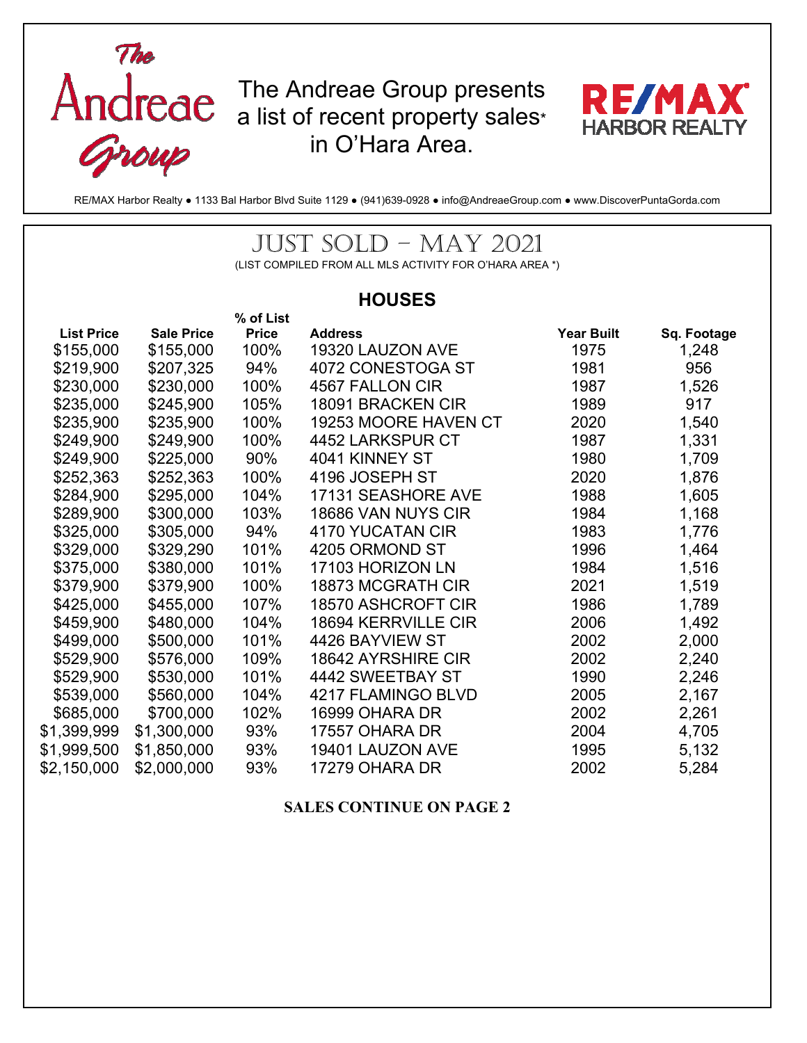The Andreae Group

The Andreae Group presents a list of recent property sales* in O'Hara Area.

RE/MAX HARBOR REALTY

RE/MAX Harbor Realty ● 1133 Bal Harbor Blvd Suite 1129 ● (941)639-0928 ● info@AndreaeGroup.com ● www.DiscoverPuntaGorda.com

# JUST SOLD – MAY 2021

(LIST COMPILED FROM ALL MLS ACTIVITY FOR O'HARA AREA *)

## HOUSES

| List Price | Sale Price | % of List Price | Address | Year Built | Sq. Footage |
|---|---|---|---|---|---|
| $155,000 | $155,000 | 100% | 19320 LAUZON AVE | 1975 | 1,248 |
| $219,900 | $207,325 | 94% | 4072 CONESTOGA ST | 1981 | 956 |
| $230,000 | $230,000 | 100% | 4567 FALLON CIR | 1987 | 1,526 |
| $235,000 | $245,900 | 105% | 18091 BRACKEN CIR | 1989 | 917 |
| $235,900 | $235,900 | 100% | 19253 MOORE HAVEN CT | 2020 | 1,540 |
| $249,900 | $249,900 | 100% | 4452 LARKSPUR CT | 1987 | 1,331 |
| $249,900 | $225,000 | 90% | 4041 KINNEY ST | 1980 | 1,709 |
| $252,363 | $252,363 | 100% | 4196 JOSEPH ST | 2020 | 1,876 |
| $284,900 | $295,000 | 104% | 17131 SEASHORE AVE | 1988 | 1,605 |
| $289,900 | $300,000 | 103% | 18686 VAN NUYS CIR | 1984 | 1,168 |
| $325,000 | $305,000 | 94% | 4170 YUCATAN CIR | 1983 | 1,776 |
| $329,000 | $329,290 | 101% | 4205 ORMOND ST | 1996 | 1,464 |
| $375,000 | $380,000 | 101% | 17103 HORIZON LN | 1984 | 1,516 |
| $379,900 | $379,900 | 100% | 18873 MCGRATH CIR | 2021 | 1,519 |
| $425,000 | $455,000 | 107% | 18570 ASHCROFT CIR | 1986 | 1,789 |
| $459,900 | $480,000 | 104% | 18694 KERRVILLE CIR | 2006 | 1,492 |
| $499,000 | $500,000 | 101% | 4426 BAYVIEW ST | 2002 | 2,000 |
| $529,900 | $576,000 | 109% | 18642 AYRSHIRE CIR | 2002 | 2,240 |
| $529,900 | $530,000 | 101% | 4442 SWEETBAY ST | 1990 | 2,246 |
| $539,000 | $560,000 | 104% | 4217 FLAMINGO BLVD | 2005 | 2,167 |
| $685,000 | $700,000 | 102% | 16999 OHARA DR | 2002 | 2,261 |
| $1,399,999 | $1,300,000 | 93% | 17557 OHARA DR | 2004 | 4,705 |
| $1,999,500 | $1,850,000 | 93% | 19401 LAUZON AVE | 1995 | 5,132 |
| $2,150,000 | $2,000,000 | 93% | 17279 OHARA DR | 2002 | 5,284 |

**SALES CONTINUE ON PAGE 2**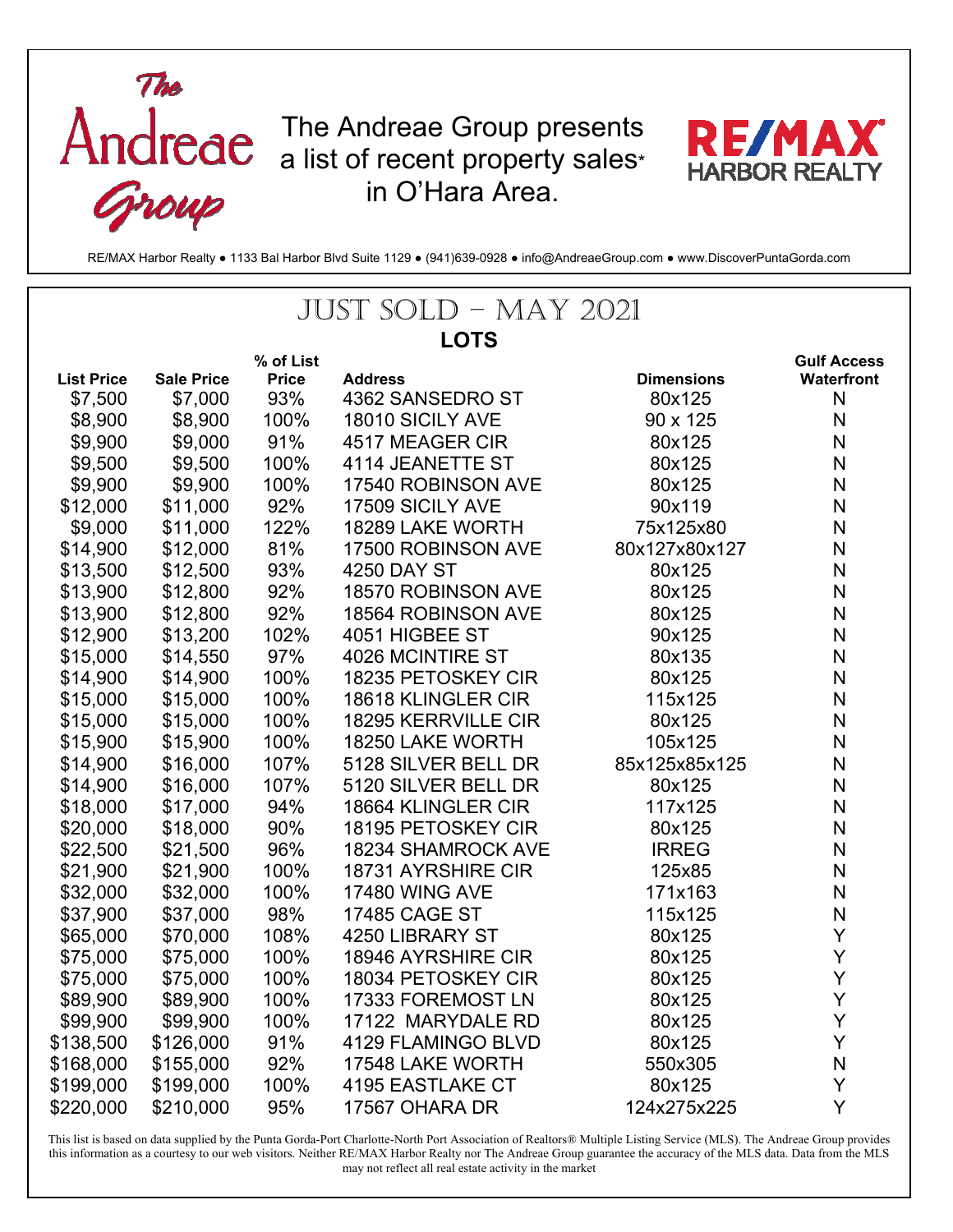The Andreae Group

The Andreae Group presents a list of recent property sales* in O'Hara Area.

RE/MAX HARBOR REALTY

RE/MAX Harbor Realty ● 1133 Bal Harbor Blvd Suite 1129 ● (941)639-0928 ● info@AndreaeGroup.com ● www.DiscoverPuntaGorda.com

# JUST SOLD – MAY 2021

## LOTS

| List Price | Sale Price | % of List Price | Address | Dimensions | Gulf Access Waterfront |
|---|---|---|---|---|---|
| $7,500 | $7,000 | 93% | 4362 SANSEDRO ST | 80x125 | N |
| $8,900 | $8,900 | 100% | 18010 SICILY AVE | 90 x 125 | N |
| $9,900 | $9,000 | 91% | 4517 MEAGER CIR | 80x125 | N |
| $9,500 | $9,500 | 100% | 4114 JEANETTE ST | 80x125 | N |
| $9,900 | $9,900 | 100% | 17540 ROBINSON AVE | 80x125 | N |
| $12,000 | $11,000 | 92% | 17509 SICILY AVE | 90x119 | N |
| $9,000 | $11,000 | 122% | 18289 LAKE WORTH | 75x125x80 | N |
| $14,900 | $12,000 | 81% | 17500 ROBINSON AVE | 80x127x80x127 | N |
| $13,500 | $12,500 | 93% | 4250 DAY ST | 80x125 | N |
| $13,900 | $12,800 | 92% | 18570 ROBINSON AVE | 80x125 | N |
| $13,900 | $12,800 | 92% | 18564 ROBINSON AVE | 80x125 | N |
| $12,900 | $13,200 | 102% | 4051 HIGBEE ST | 90x125 | N |
| $15,000 | $14,550 | 97% | 4026 MCINTIRE ST | 80x135 | N |
| $14,900 | $14,900 | 100% | 18235 PETOSKEY CIR | 80x125 | N |
| $15,000 | $15,000 | 100% | 18618 KLINGLER CIR | 115x125 | N |
| $15,000 | $15,000 | 100% | 18295 KERRVILLE CIR | 80x125 | N |
| $15,900 | $15,900 | 100% | 18250 LAKE WORTH | 105x125 | N |
| $14,900 | $16,000 | 107% | 5128 SILVER BELL DR | 85x125x85x125 | N |
| $14,900 | $16,000 | 107% | 5120 SILVER BELL DR | 80x125 | N |
| $18,000 | $17,000 | 94% | 18664 KLINGLER CIR | 117x125 | N |
| $20,000 | $18,000 | 90% | 18195 PETOSKEY CIR | 80x125 | N |
| $22,500 | $21,500 | 96% | 18234 SHAMROCK AVE | IRREG | N |
| $21,900 | $21,900 | 100% | 18731 AYRSHIRE CIR | 125x85 | N |
| $32,000 | $32,000 | 100% | 17480 WING AVE | 171x163 | N |
| $37,900 | $37,000 | 98% | 17485 CAGE ST | 115x125 | N |
| $65,000 | $70,000 | 108% | 4250 LIBRARY ST | 80x125 | Y |
| $75,000 | $75,000 | 100% | 18946 AYRSHIRE CIR | 80x125 | Y |
| $75,000 | $75,000 | 100% | 18034 PETOSKEY CIR | 80x125 | Y |
| $89,900 | $89,900 | 100% | 17333 FOREMOST LN | 80x125 | Y |
| $99,900 | $99,900 | 100% | 17122 MARYDALE RD | 80x125 | Y |
| $138,500 | $126,000 | 91% | 4129 FLAMINGO BLVD | 80x125 | Y |
| $168,000 | $155,000 | 92% | 17548 LAKE WORTH | 550x305 | N |
| $199,000 | $199,000 | 100% | 4195 EASTLAKE CT | 80x125 | Y |
| $220,000 | $210,000 | 95% | 17567 OHARA DR | 124x275x225 | Y |

This list is based on data supplied by the Punta Gorda-Port Charlotte-North Port Association of Realtors® Multiple Listing Service (MLS). The Andreae Group provides this information as a courtesy to our web visitors. Neither RE/MAX Harbor Realty nor The Andreae Group guarantee the accuracy of the MLS data. Data from the MLS may not reflect all real estate activity in the market